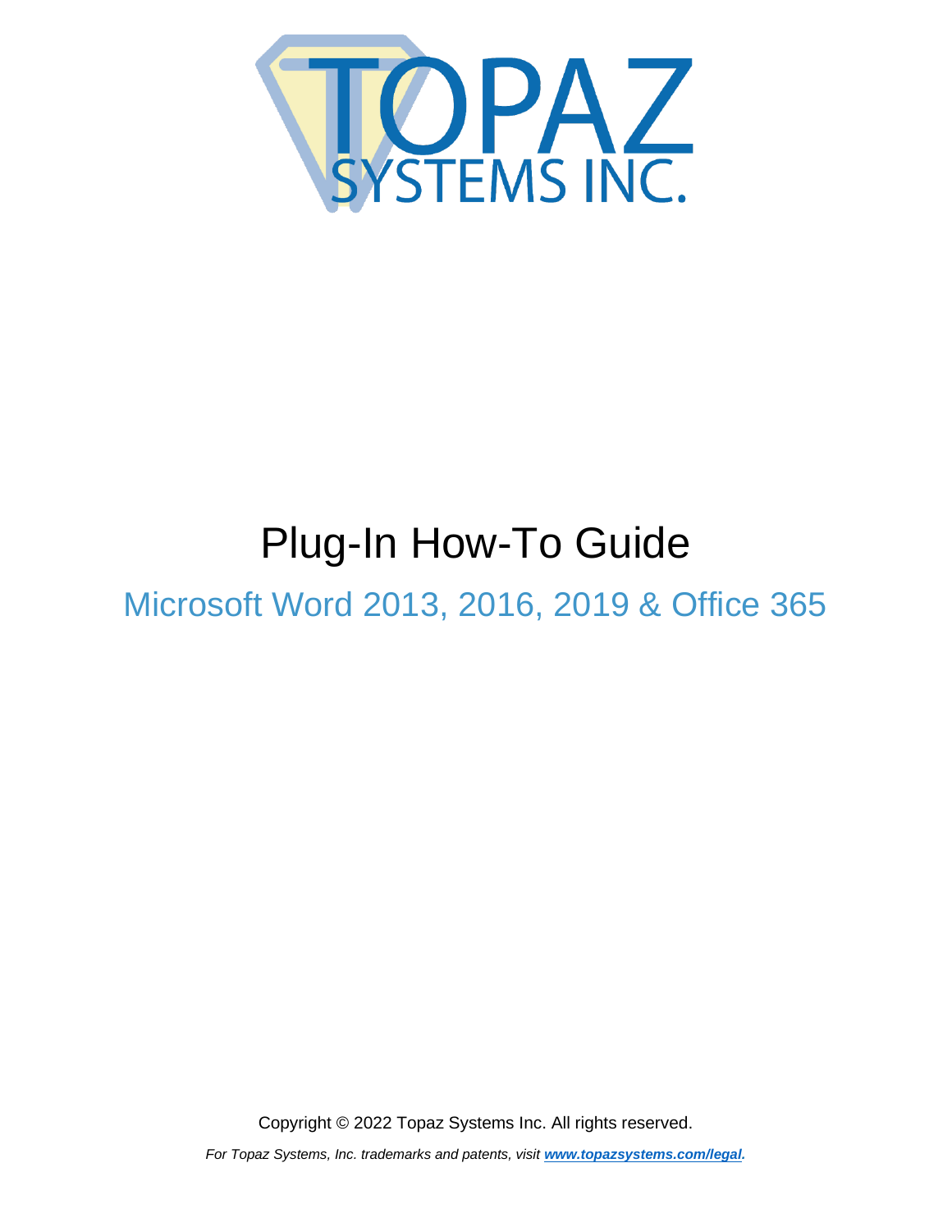# Plug-In How-To Guide

## Microsoft Word 2013, 2016, 2019 & Office 365

Copyright © 2022 Topaz Systems Inc. All rights reserved.

*For Topaz Systems, Inc. trademarks and patents, visit **www.topazsystems.com/legal**.*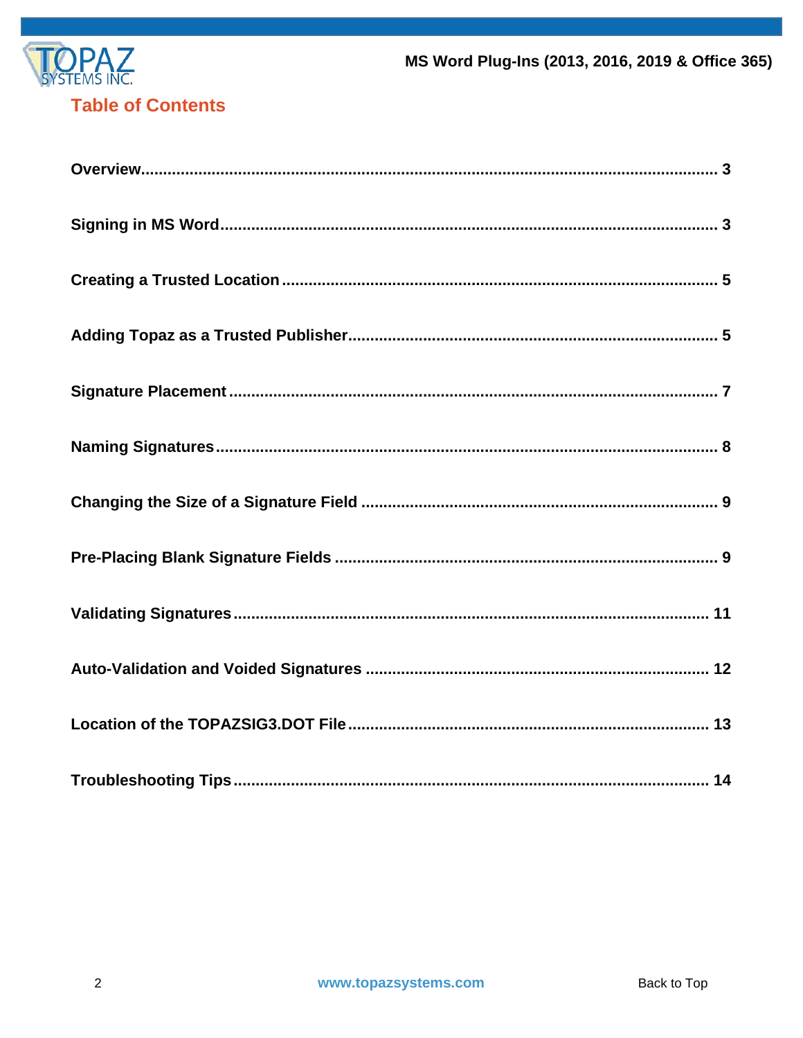# Table of Contents

| Section | Page |
| --- | --- |
| **Overview** | **3** |
| **Signing in MS Word** | **3** |
| **Creating a Trusted Location** | **5** |
| **Adding Topaz as a Trusted Publisher** | **5** |
| **Signature Placement** | **7** |
| **Naming Signatures** | **8** |
| **Changing the Size of a Signature Field** | **9** |
| **Pre-Placing Blank Signature Fields** | **9** |
| **Validating Signatures** | **11** |
| **Auto-Validation and Voided Signatures** | **12** |
| **Location of the TOPAZSIG3.DOT File** | **13** |
| **Troubleshooting Tips** | **14** |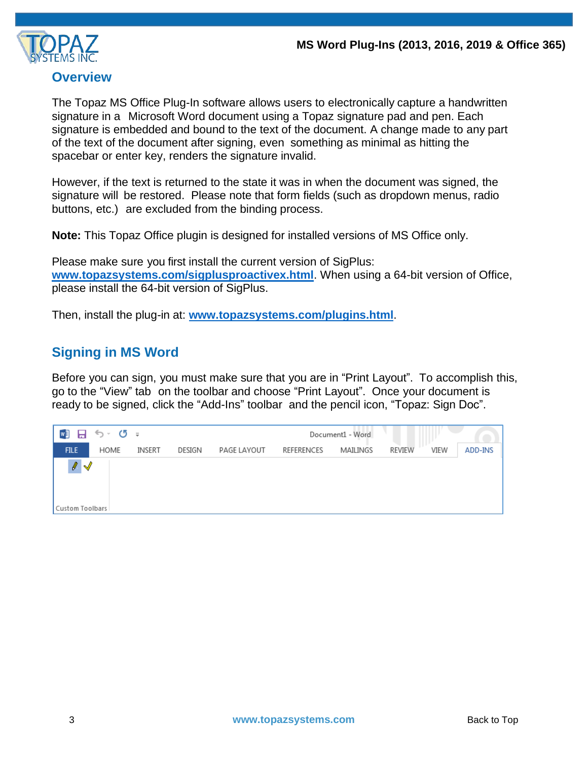## Overview

The Topaz MS Office Plug-In software allows users to electronically capture a handwritten signature in a Microsoft Word document using a Topaz signature pad and pen. Each signature is embedded and bound to the text of the document. A change made to any part of the text of the document after signing, even something as minimal as hitting the spacebar or enter key, renders the signature invalid.

However, if the text is returned to the state it was in when the document was signed, the signature will be restored. Please note that form fields (such as dropdown menus, radio buttons, etc.) are excluded from the binding process.

**Note:** This Topaz Office plugin is designed for installed versions of MS Office only.

Please make sure you first install the current version of SigPlus: **www.topazsystems.com/sigplusproactivex.html**. When using a 64-bit version of Office, please install the 64-bit version of SigPlus.

Then, install the plug-in at: **www.topazsystems.com/plugins.html**.

## Signing in MS Word

Before you can sign, you must make sure that you are in "Print Layout". To accomplish this, go to the "View" tab on the toolbar and choose "Print Layout". Once your document is ready to be signed, click the "Add-Ins" toolbar and the pencil icon, "Topaz: Sign Doc".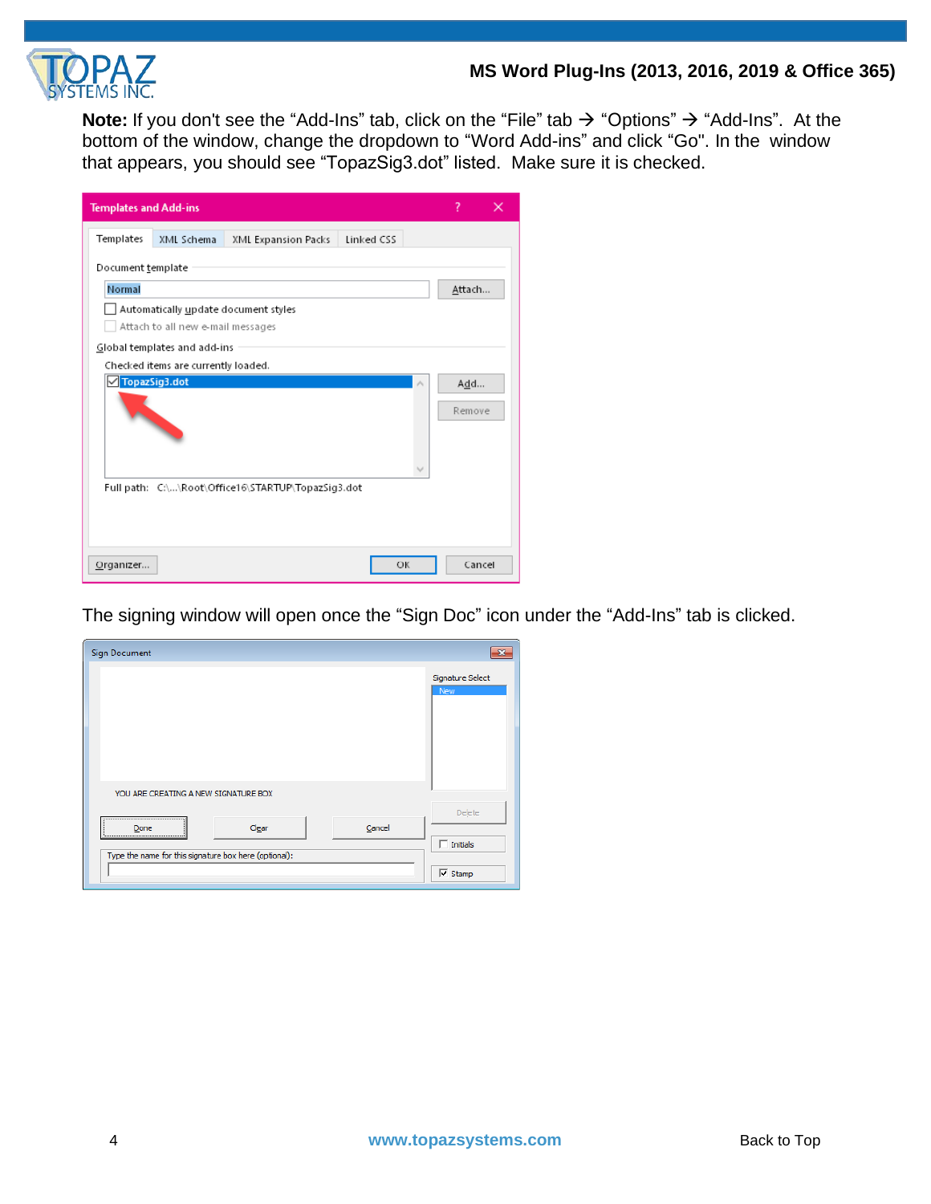**Note:** If you don't see the "Add-Ins" tab, click on the "File" tab → "Options" → "Add-Ins". At the bottom of the window, change the dropdown to "Word Add-ins" and click "Go". In the window that appears, you should see "TopazSig3.dot" listed. Make sure it is checked.

The signing window will open once the "Sign Doc" icon under the "Add-Ins" tab is clicked.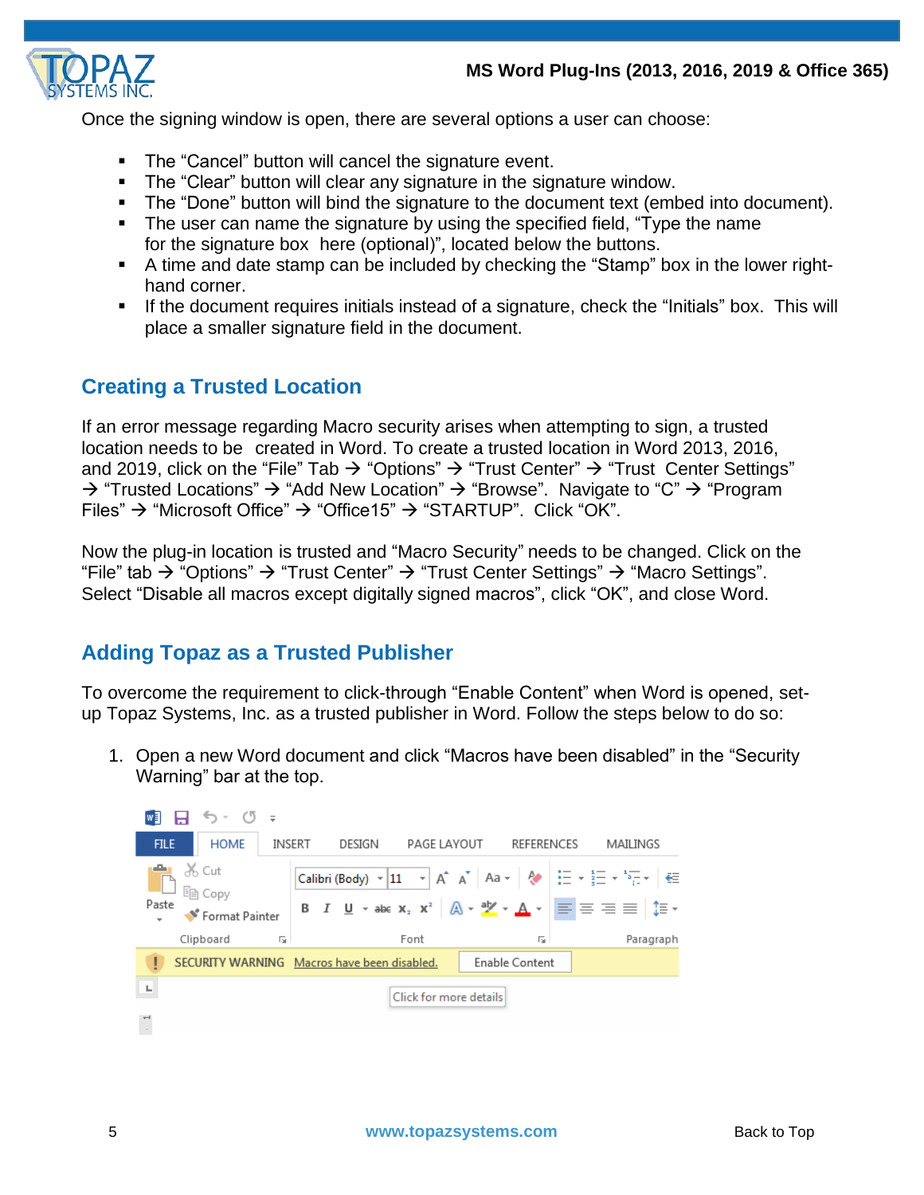Once the signing window is open, there are several options a user can choose:

- The “Cancel” button will cancel the signature event.
- The “Clear” button will clear any signature in the signature window.
- The “Done” button will bind the signature to the document text (embed into document).
- The user can name the signature by using the specified field, “Type the name for the signature box here (optional)”, located below the buttons.
- A time and date stamp can be included by checking the “Stamp” box in the lower right-hand corner.
- If the document requires initials instead of a signature, check the “Initials” box. This will place a smaller signature field in the document.

## Creating a Trusted Location

If an error message regarding Macro security arises when attempting to sign, a trusted location needs to be created in Word. To create a trusted location in Word 2013, 2016, and 2019, click on the “File” Tab → “Options” → “Trust Center” → “Trust Center Settings” → “Trusted Locations” → “Add New Location” → “Browse”. Navigate to “C” → “Program Files” → “Microsoft Office” → “Office15” → “STARTUP”. Click “OK”.

Now the plug-in location is trusted and “Macro Security” needs to be changed. Click on the “File” tab → “Options” → “Trust Center” → “Trust Center Settings” → “Macro Settings”. Select “Disable all macros except digitally signed macros”, click “OK”, and close Word.

## Adding Topaz as a Trusted Publisher

To overcome the requirement to click-through “Enable Content” when Word is opened, set-up Topaz Systems, Inc. as a trusted publisher in Word. Follow the steps below to do so:

1. Open a new Word document and click “Macros have been disabled” in the “Security Warning” bar at the top.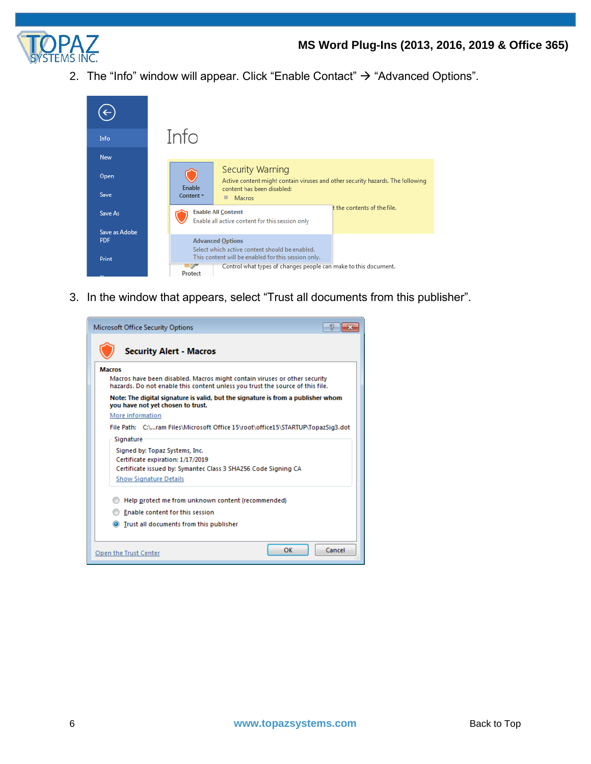2. The “Info” window will appear. Click “Enable Contact” → “Advanced Options”.

3. In the window that appears, select “Trust all documents from this publisher”.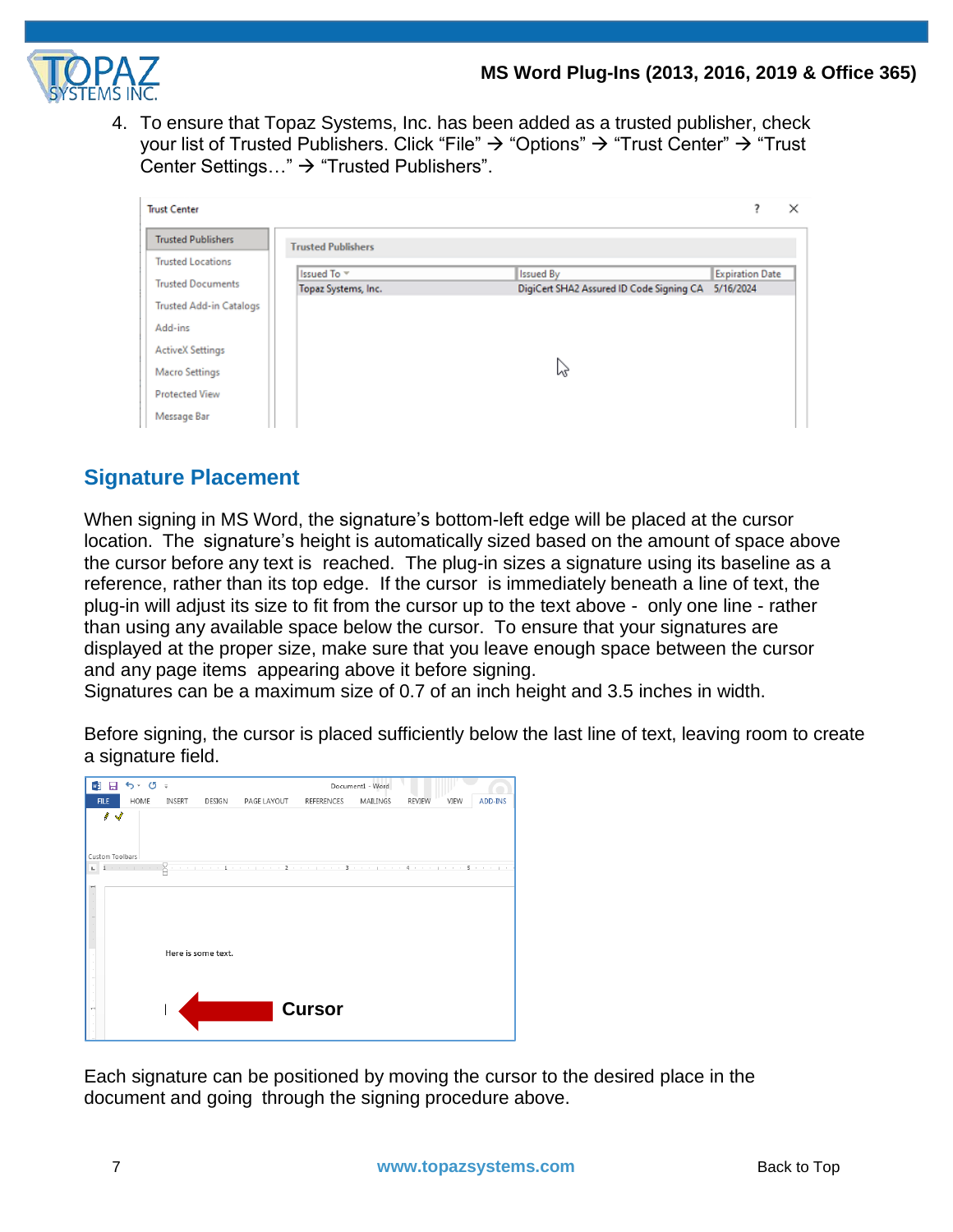4. To ensure that Topaz Systems, Inc. has been added as a trusted publisher, check your list of Trusted Publishers. Click “File” → “Options” → “Trust Center” → “Trust Center Settings…” → “Trusted Publishers”.

## Signature Placement

When signing in MS Word, the signature’s bottom-left edge will be placed at the cursor location. The signature’s height is automatically sized based on the amount of space above the cursor before any text is reached. The plug-in sizes a signature using its baseline as a reference, rather than its top edge. If the cursor is immediately beneath a line of text, the plug-in will adjust its size to fit from the cursor up to the text above - only one line - rather than using any available space below the cursor. To ensure that your signatures are displayed at the proper size, make sure that you leave enough space between the cursor and any page items appearing above it before signing.
Signatures can be a maximum size of 0.7 of an inch height and 3.5 inches in width.

Before signing, the cursor is placed sufficiently below the last line of text, leaving room to create a signature field.

Each signature can be positioned by moving the cursor to the desired place in the document and going through the signing procedure above.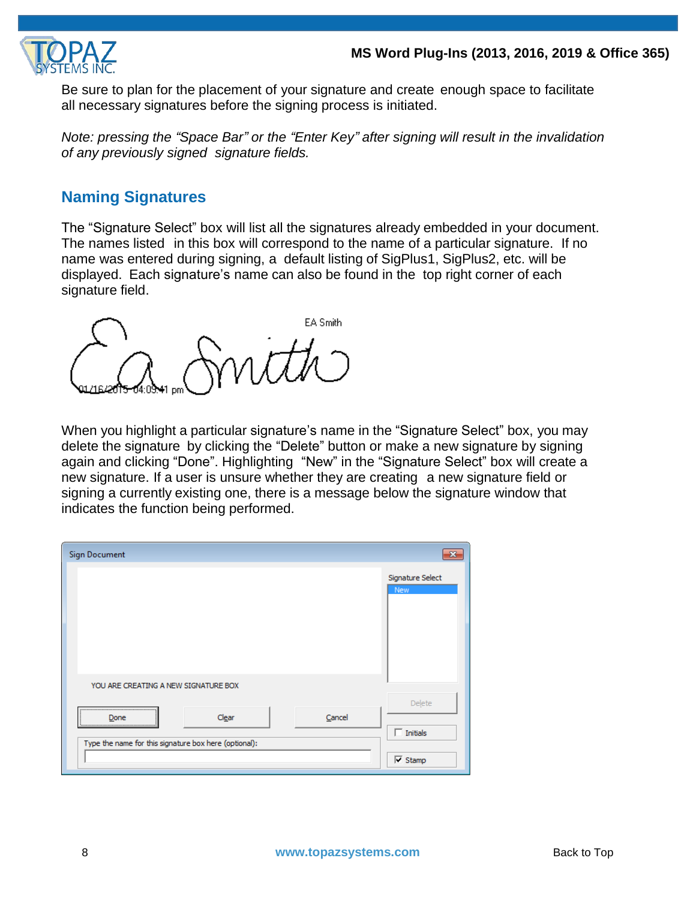Be sure to plan for the placement of your signature and create enough space to facilitate all necessary signatures before the signing process is initiated.

*Note: pressing the "Space Bar" or the "Enter Key" after signing will result in the invalidation of any previously signed signature fields.*

## Naming Signatures

The "Signature Select" box will list all the signatures already embedded in your document. The names listed in this box will correspond to the name of a particular signature. If no name was entered during signing, a default listing of SigPlus1, SigPlus2, etc. will be displayed. Each signature's name can also be found in the top right corner of each signature field.

When you highlight a particular signature's name in the "Signature Select" box, you may delete the signature by clicking the "Delete" button or make a new signature by signing again and clicking "Done". Highlighting "New" in the "Signature Select" box will create a new signature. If a user is unsure whether they are creating a new signature field or signing a currently existing one, there is a message below the signature window that indicates the function being performed.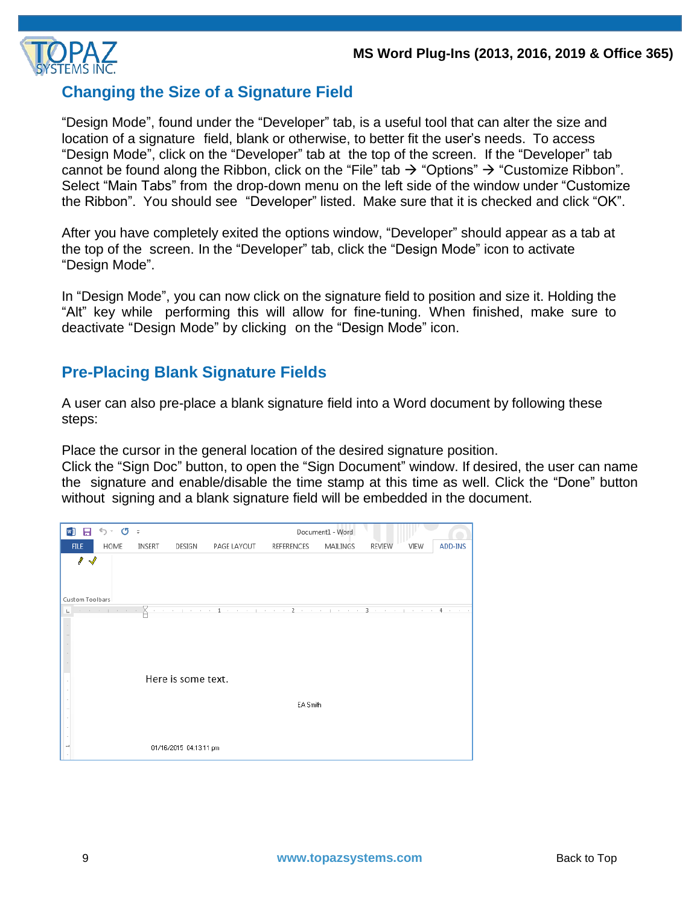## Changing the Size of a Signature Field

"Design Mode", found under the "Developer" tab, is a useful tool that can alter the size and location of a signature field, blank or otherwise, to better fit the user's needs. To access "Design Mode", click on the "Developer" tab at the top of the screen. If the "Developer" tab cannot be found along the Ribbon, click on the "File" tab → "Options" → "Customize Ribbon". Select "Main Tabs" from the drop-down menu on the left side of the window under "Customize the Ribbon". You should see "Developer" listed. Make sure that it is checked and click "OK".

After you have completely exited the options window, "Developer" should appear as a tab at the top of the screen. In the "Developer" tab, click the "Design Mode" icon to activate "Design Mode".

In "Design Mode", you can now click on the signature field to position and size it. Holding the "Alt" key while performing this will allow for fine-tuning. When finished, make sure to deactivate "Design Mode" by clicking on the "Design Mode" icon.

## Pre-Placing Blank Signature Fields

A user can also pre-place a blank signature field into a Word document by following these steps:

Place the cursor in the general location of the desired signature position.
Click the "Sign Doc" button, to open the "Sign Document" window. If desired, the user can name the signature and enable/disable the time stamp at this time as well. Click the "Done" button without signing and a blank signature field will be embedded in the document.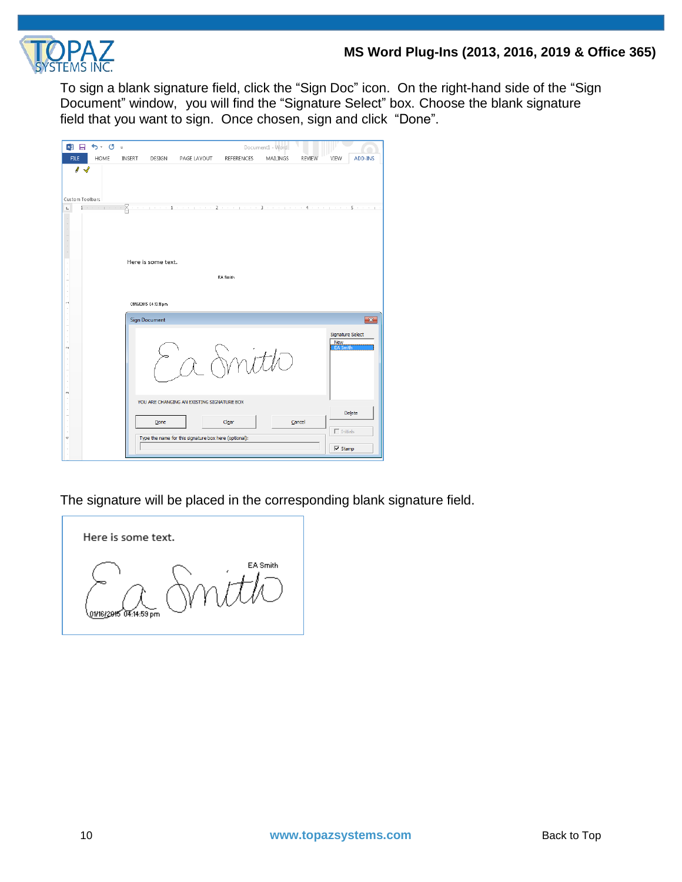To sign a blank signature field, click the “Sign Doc” icon. On the right-hand side of the “Sign Document” window, you will find the “Signature Select” box. Choose the blank signature field that you want to sign. Once chosen, sign and click “Done”.

The signature will be placed in the corresponding blank signature field.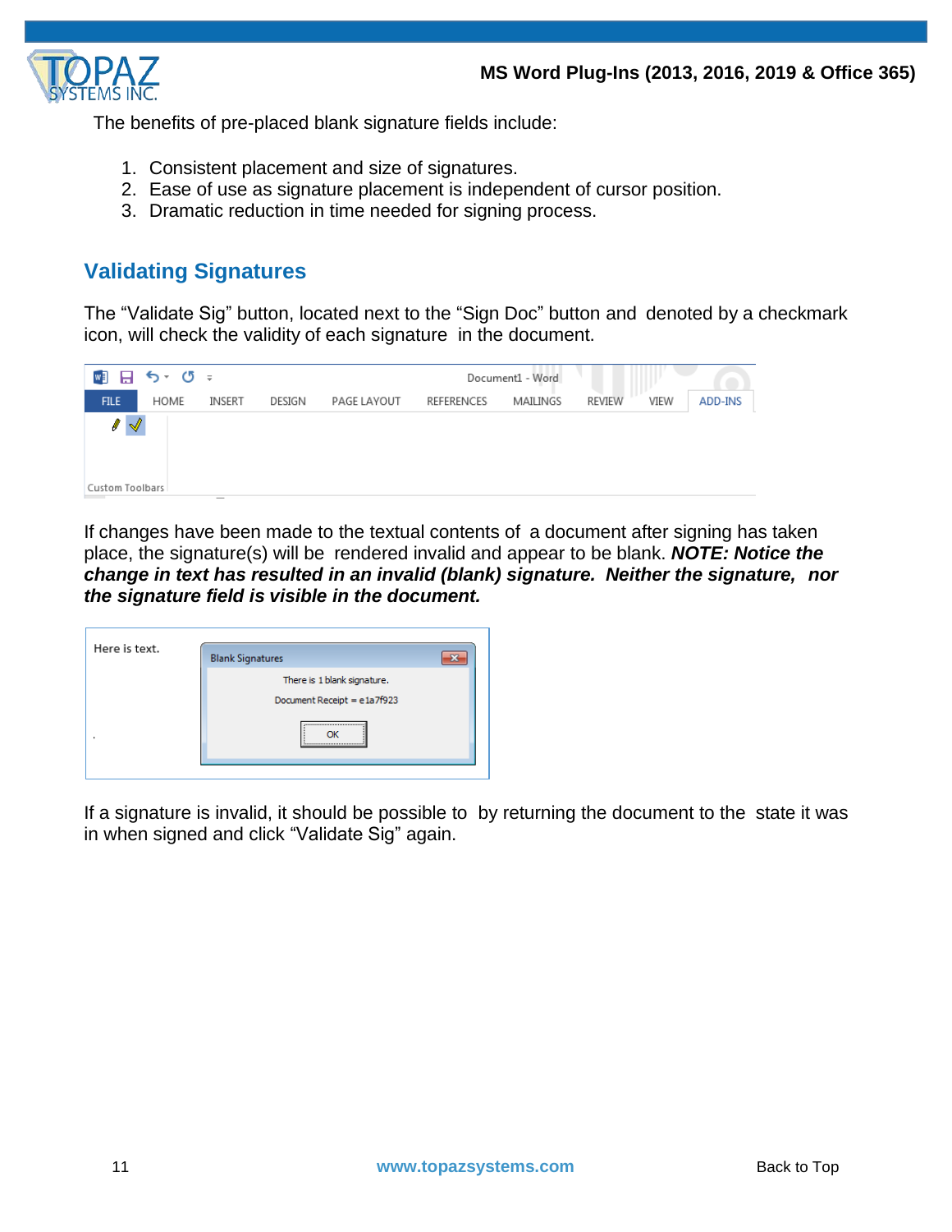The benefits of pre-placed blank signature fields include:

1. Consistent placement and size of signatures.
2. Ease of use as signature placement is independent of cursor position.
3. Dramatic reduction in time needed for signing process.

## Validating Signatures

The “Validate Sig” button, located next to the “Sign Doc” button and denoted by a checkmark icon, will check the validity of each signature in the document.

If changes have been made to the textual contents of a document after signing has taken place, the signature(s) will be rendered invalid and appear to be blank. ***NOTE: Notice the change in text has resulted in an invalid (blank) signature. Neither the signature, nor the signature field is visible in the document.***

If a signature is invalid, it should be possible to by returning the document to the state it was in when signed and click “Validate Sig” again.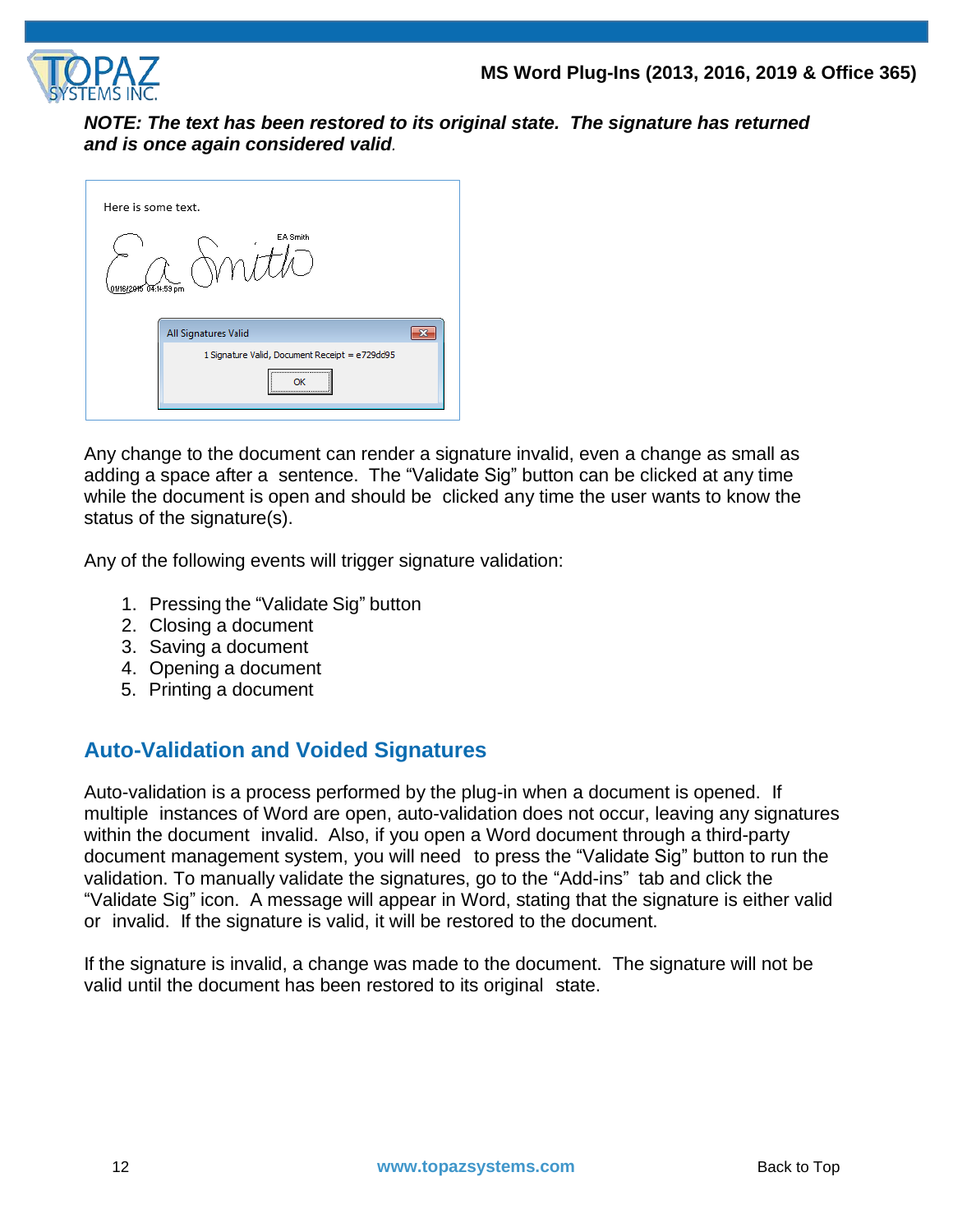***NOTE: The text has been restored to its original state. The signature has returned and is once again considered valid.***

Any change to the document can render a signature invalid, even a change as small as adding a space after a sentence. The "Validate Sig" button can be clicked at any time while the document is open and should be clicked any time the user wants to know the status of the signature(s).

Any of the following events will trigger signature validation:

1. Pressing the "Validate Sig" button
2. Closing a document
3. Saving a document
4. Opening a document
5. Printing a document

## Auto-Validation and Voided Signatures

Auto-validation is a process performed by the plug-in when a document is opened. If multiple instances of Word are open, auto-validation does not occur, leaving any signatures within the document invalid. Also, if you open a Word document through a third-party document management system, you will need to press the "Validate Sig" button to run the validation. To manually validate the signatures, go to the "Add-ins" tab and click the "Validate Sig" icon. A message will appear in Word, stating that the signature is either valid or invalid. If the signature is valid, it will be restored to the document.

If the signature is invalid, a change was made to the document. The signature will not be valid until the document has been restored to its original state.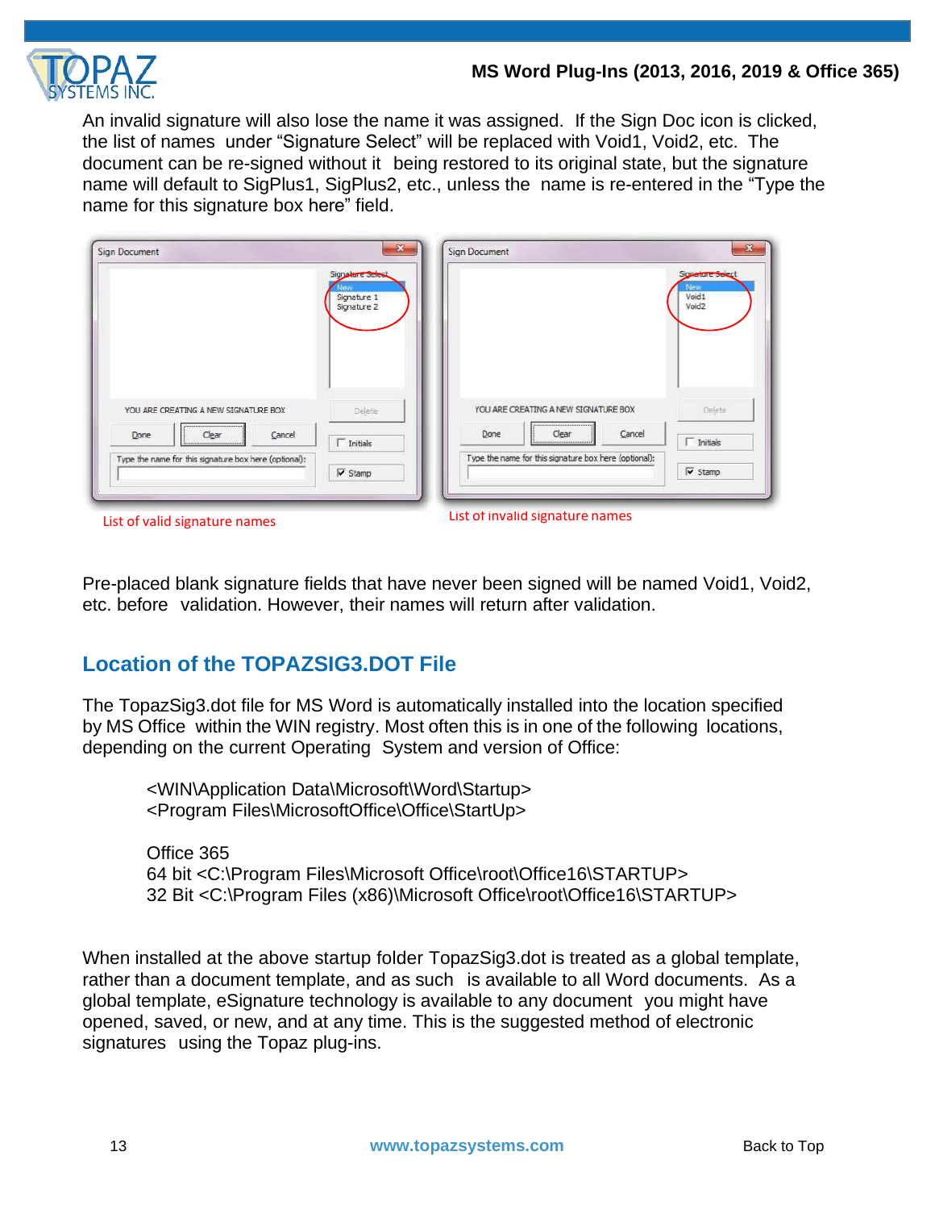An invalid signature will also lose the name it was assigned. If the Sign Doc icon is clicked, the list of names under "Signature Select" will be replaced with Void1, Void2, etc. The document can be re-signed without it being restored to its original state, but the signature name will default to SigPlus1, SigPlus2, etc., unless the name is re-entered in the "Type the name for this signature box here" field.

List of valid signature names

List of invalid signature names

Pre-placed blank signature fields that have never been signed will be named Void1, Void2, etc. before validation. However, their names will return after validation.

## Location of the TOPAZSIG3.DOT File

The TopazSig3.dot file for MS Word is automatically installed into the location specified by MS Office within the WIN registry. Most often this is in one of the following locations, depending on the current Operating System and version of Office:

<WIN\Application Data\Microsoft\Word\Startup>
<Program Files\MicrosoftOffice\Office\StartUp>

Office 365
64 bit <C:\Program Files\Microsoft Office\root\Office16\STARTUP>
32 Bit <C:\Program Files (x86)\Microsoft Office\root\Office16\STARTUP>

When installed at the above startup folder TopazSig3.dot is treated as a global template, rather than a document template, and as such is available to all Word documents. As a global template, eSignature technology is available to any document you might have opened, saved, or new, and at any time. This is the suggested method of electronic signatures using the Topaz plug-ins.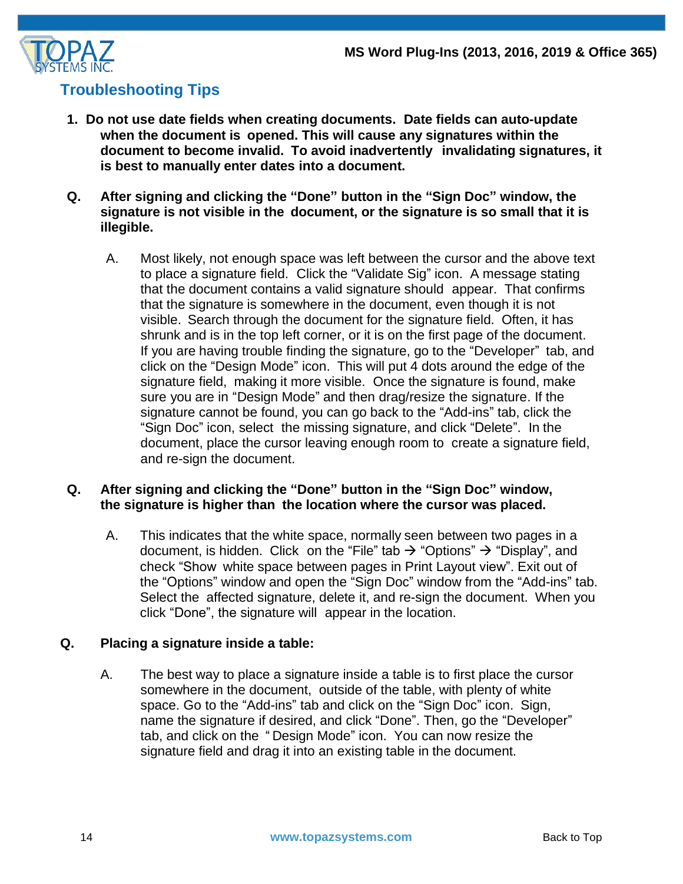## Troubleshooting Tips

1. **Do not use date fields when creating documents. Date fields can auto-update when the document is opened. This will cause any signatures within the document to become invalid. To avoid inadvertently invalidating signatures, it is best to manually enter dates into a document.**

**Q. After signing and clicking the "Done" button in the "Sign Doc" window, the signature is not visible in the document, or the signature is so small that it is illegible.**

A. Most likely, not enough space was left between the cursor and the above text to place a signature field. Click the "Validate Sig" icon. A message stating that the document contains a valid signature should appear. That confirms that the signature is somewhere in the document, even though it is not visible. Search through the document for the signature field. Often, it has shrunk and is in the top left corner, or it is on the first page of the document. If you are having trouble finding the signature, go to the "Developer" tab, and click on the "Design Mode" icon. This will put 4 dots around the edge of the signature field, making it more visible. Once the signature is found, make sure you are in "Design Mode" and then drag/resize the signature. If the signature cannot be found, you can go back to the "Add-ins" tab, click the "Sign Doc" icon, select the missing signature, and click "Delete". In the document, place the cursor leaving enough room to create a signature field, and re-sign the document.

**Q. After signing and clicking the "Done" button in the "Sign Doc" window, the signature is higher than the location where the cursor was placed.**

A. This indicates that the white space, normally seen between two pages in a document, is hidden. Click on the "File" tab → "Options" → "Display", and check "Show white space between pages in Print Layout view". Exit out of the "Options" window and open the "Sign Doc" window from the "Add-ins" tab. Select the affected signature, delete it, and re-sign the document. When you click "Done", the signature will appear in the location.

**Q. Placing a signature inside a table:**

A. The best way to place a signature inside a table is to first place the cursor somewhere in the document, outside of the table, with plenty of white space. Go to the "Add-ins" tab and click on the "Sign Doc" icon. Sign, name the signature if desired, and click "Done". Then, go the "Developer" tab, and click on the "Design Mode" icon. You can now resize the signature field and drag it into an existing table in the document.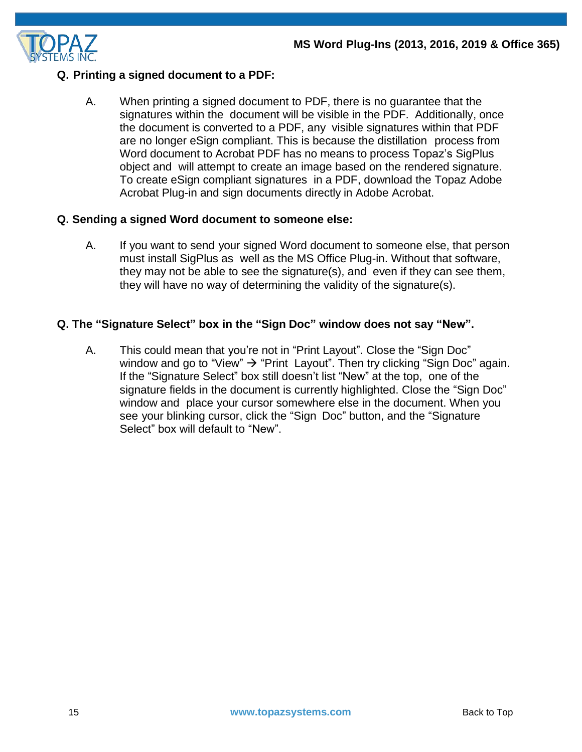**Q. Printing a signed document to a PDF:**

A. When printing a signed document to PDF, there is no guarantee that the signatures within the document will be visible in the PDF. Additionally, once the document is converted to a PDF, any visible signatures within that PDF are no longer eSign compliant. This is because the distillation process from Word document to Acrobat PDF has no means to process Topaz's SigPlus object and will attempt to create an image based on the rendered signature. To create eSign compliant signatures in a PDF, download the Topaz Adobe Acrobat Plug-in and sign documents directly in Adobe Acrobat.

**Q. Sending a signed Word document to someone else:**

A. If you want to send your signed Word document to someone else, that person must install SigPlus as well as the MS Office Plug-in. Without that software, they may not be able to see the signature(s), and even if they can see them, they will have no way of determining the validity of the signature(s).

**Q. The "Signature Select" box in the "Sign Doc" window does not say "New".**

A. This could mean that you're not in "Print Layout". Close the "Sign Doc" window and go to "View" → "Print Layout". Then try clicking "Sign Doc" again. If the "Signature Select" box still doesn't list "New" at the top, one of the signature fields in the document is currently highlighted. Close the "Sign Doc" window and place your cursor somewhere else in the document. When you see your blinking cursor, click the "Sign Doc" button, and the "Signature Select" box will default to "New".